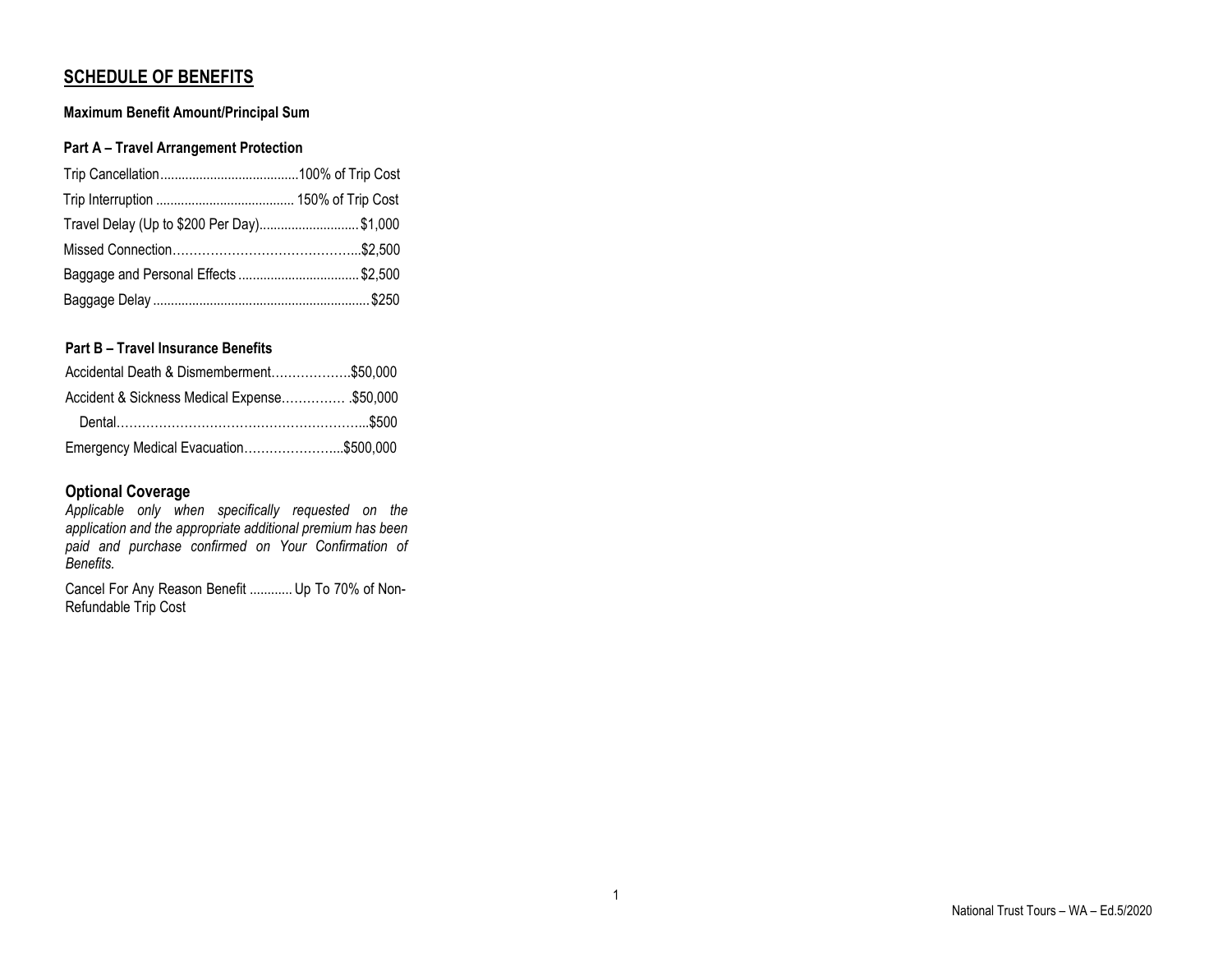## SCHEDULE OF BENEFITS

**Maximum Benefit Amount/Principal Sum**

**Part A – Travel Arrangement Protection**

| Benefit | Maximum |
|---|---|
| Trip Cancellation | 100% of Trip Cost |
| Trip Interruption | 150% of Trip Cost |
| Travel Delay (Up to $200 Per Day) | $1,000 |
| Missed Connection | $2,500 |
| Baggage and Personal Effects | $2,500 |
| Baggage Delay | $250 |

**Part B – Travel Insurance Benefits**

| Benefit | Maximum |
|---|---|
| Accidental Death & Dismemberment | $50,000 |
| Accident & Sickness Medical Expense | $50,000 |
| Dental | $500 |
| Emergency Medical Evacuation | $500,000 |

### Optional Coverage

*Applicable only when specifically requested on the application and the appropriate additional premium has been paid and purchase confirmed on Your Confirmation of Benefits.*

Cancel For Any Reason Benefit ............ Up To 70% of Non-Refundable Trip Cost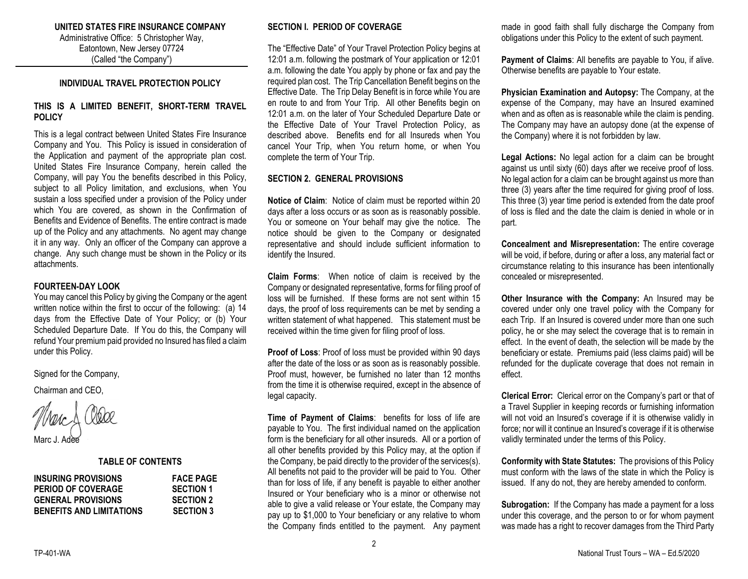**UNITED STATES FIRE INSURANCE COMPANY**
Administrative Office: 5 Christopher Way,
Eatontown, New Jersey 07724
(Called "the Company")

## INDIVIDUAL TRAVEL PROTECTION POLICY

### THIS IS A LIMITED BENEFIT, SHORT-TERM TRAVEL POLICY

This is a legal contract between United States Fire Insurance Company and You. This Policy is issued in consideration of the Application and payment of the appropriate plan cost. United States Fire Insurance Company, herein called the Company, will pay You the benefits described in this Policy, subject to all Policy limitation, and exclusions, when You sustain a loss specified under a provision of the Policy under which You are covered, as shown in the Confirmation of Benefits and Evidence of Benefits. The entire contract is made up of the Policy and any attachments. No agent may change it in any way. Only an officer of the Company can approve a change. Any such change must be shown in the Policy or its attachments.

### FOURTEEN-DAY LOOK

You may cancel this Policy by giving the Company or the agent written notice within the first to occur of the following: (a) 14 days from the Effective Date of Your Policy; or (b) Your Scheduled Departure Date. If You do this, the Company will refund Your premium paid provided no Insured has filed a claim under this Policy.

Signed for the Company,

Chairman and CEO,

Marc J. Adee

### TABLE OF CONTENTS

| | |
|---|---|
| **INSURING PROVISIONS** | **FACE PAGE** |
| **PERIOD OF COVERAGE** | **SECTION 1** |
| **GENERAL PROVISIONS** | **SECTION 2** |
| **BENEFITS AND LIMITATIONS** | **SECTION 3** |

### SECTION I. PERIOD OF COVERAGE

The "Effective Date" of Your Travel Protection Policy begins at 12:01 a.m. following the postmark of Your application or 12:01 a.m. following the date You apply by phone or fax and pay the required plan cost. The Trip Cancellation Benefit begins on the Effective Date. The Trip Delay Benefit is in force while You are en route to and from Your Trip. All other Benefits begin on 12:01 a.m. on the later of Your Scheduled Departure Date or the Effective Date of Your Travel Protection Policy, as described above. Benefits end for all Insureds when You cancel Your Trip, when You return home, or when You complete the term of Your Trip.

### SECTION 2. GENERAL PROVISIONS

**Notice of Claim**: Notice of claim must be reported within 20 days after a loss occurs or as soon as is reasonably possible. You or someone on Your behalf may give the notice. The notice should be given to the Company or designated representative and should include sufficient information to identify the Insured.

**Claim Forms**: When notice of claim is received by the Company or designated representative, forms for filing proof of loss will be furnished. If these forms are not sent within 15 days, the proof of loss requirements can be met by sending a written statement of what happened. This statement must be received within the time given for filing proof of loss.

**Proof of Loss**: Proof of loss must be provided within 90 days after the date of the loss or as soon as is reasonably possible. Proof must, however, be furnished no later than 12 months from the time it is otherwise required, except in the absence of legal capacity.

**Time of Payment of Claims**: benefits for loss of life are payable to You. The first individual named on the application form is the beneficiary for all other insureds. All or a portion of all other benefits provided by this Policy may, at the option if the Company, be paid directly to the provider of the services(s). All benefits not paid to the provider will be paid to You. Other than for loss of life, if any benefit is payable to either another Insured or Your beneficiary who is a minor or otherwise not able to give a valid release or Your estate, the Company may pay up to $1,000 to Your beneficiary or any relative to whom the Company finds entitled to the payment. Any payment made in good faith shall fully discharge the Company from obligations under this Policy to the extent of such payment.

**Payment of Claims**: All benefits are payable to You, if alive. Otherwise benefits are payable to Your estate.

**Physician Examination and Autopsy:** The Company, at the expense of the Company, may have an Insured examined when and as often as is reasonable while the claim is pending. The Company may have an autopsy done (at the expense of the Company) where it is not forbidden by law.

**Legal Actions:** No legal action for a claim can be brought against us until sixty (60) days after we receive proof of loss. No legal action for a claim can be brought against us more than three (3) years after the time required for giving proof of loss. This three (3) year time period is extended from the date proof of loss is filed and the date the claim is denied in whole or in part.

**Concealment and Misrepresentation:** The entire coverage will be void, if before, during or after a loss, any material fact or circumstance relating to this insurance has been intentionally concealed or misrepresented.

**Other Insurance with the Company:** An Insured may be covered under only one travel policy with the Company for each Trip. If an Insured is covered under more than one such policy, he or she may select the coverage that is to remain in effect. In the event of death, the selection will be made by the beneficiary or estate. Premiums paid (less claims paid) will be refunded for the duplicate coverage that does not remain in effect.

**Clerical Error:** Clerical error on the Company's part or that of a Travel Supplier in keeping records or furnishing information will not void an Insured's coverage if it is otherwise validly in force; nor will it continue an Insured's coverage if it is otherwise validly terminated under the terms of this Policy.

**Conformity with State Statutes:** The provisions of this Policy must conform with the laws of the state in which the Policy is issued. If any do not, they are hereby amended to conform.

**Subrogation:** If the Company has made a payment for a loss under this coverage, and the person to or for whom payment was made has a right to recover damages from the Third Party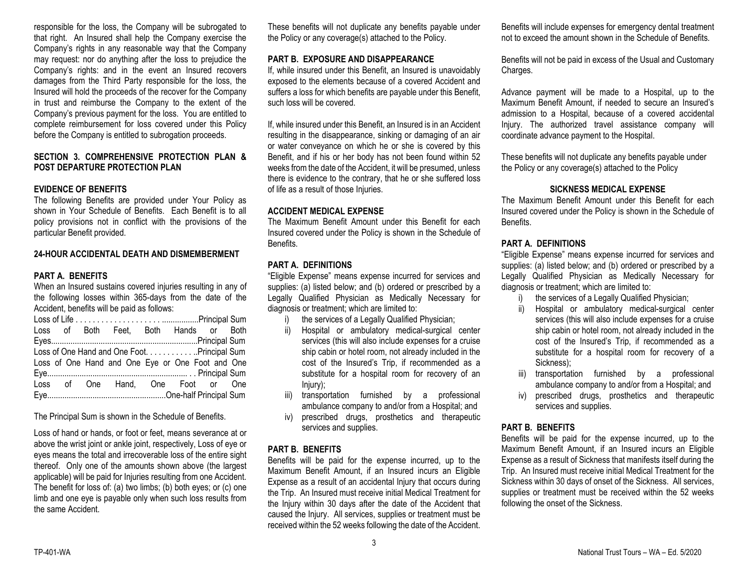responsible for the loss, the Company will be subrogated to that right. An Insured shall help the Company exercise the Company's rights in any reasonable way that the Company may request: nor do anything after the loss to prejudice the Company's rights: and in the event an Insured recovers damages from the Third Party responsible for the loss, the Insured will hold the proceeds of the recover for the Company in trust and reimburse the Company to the extent of the Company's previous payment for the loss. You are entitled to complete reimbursement for loss covered under this Policy before the Company is entitled to subrogation proceeds.

## SECTION 3. COMPREHENSIVE PROTECTION PLAN & POST DEPARTURE PROTECTION PLAN

### EVIDENCE OF BENEFITS

The following Benefits are provided under Your Policy as shown in Your Schedule of Benefits. Each Benefit is to all policy provisions not in conflict with the provisions of the particular Benefit provided.

### 24-HOUR ACCIDENTAL DEATH AND DISMEMBERMENT

#### PART A. BENEFITS

When an Insured sustains covered injuries resulting in any of the following losses within 365-days from the date of the Accident, benefits will be paid as follows:

Loss of Life . . . . . . . . . . . . . . . . . . . ................Principal Sum
Loss of Both Feet, Both Hands or Both Eyes....................................................................Principal Sum
Loss of One Hand and One Foot. . . . . . . . . . . ..Principal Sum
Loss of One Hand and One Eye or One Foot and One Eye................................................................. . . Principal Sum
Loss of One Hand, One Foot or One Eye......................................................One-half Principal Sum

The Principal Sum is shown in the Schedule of Benefits.

Loss of hand or hands, or foot or feet, means severance at or above the wrist joint or ankle joint, respectively, Loss of eye or eyes means the total and irrecoverable loss of the entire sight thereof. Only one of the amounts shown above (the largest applicable) will be paid for Injuries resulting from one Accident. The benefit for loss of: (a) two limbs; (b) both eyes; or (c) one limb and one eye is payable only when such loss results from the same Accident.

These benefits will not duplicate any benefits payable under the Policy or any coverage(s) attached to the Policy.

#### PART B. EXPOSURE AND DISAPPEARANCE

If, while insured under this Benefit, an Insured is unavoidably exposed to the elements because of a covered Accident and suffers a loss for which benefits are payable under this Benefit, such loss will be covered.

If, while insured under this Benefit, an Insured is in an Accident resulting in the disappearance, sinking or damaging of an air or water conveyance on which he or she is covered by this Benefit, and if his or her body has not been found within 52 weeks from the date of the Accident, it will be presumed, unless there is evidence to the contrary, that he or she suffered loss of life as a result of those Injuries.

### ACCIDENT MEDICAL EXPENSE

The Maximum Benefit Amount under this Benefit for each Insured covered under the Policy is shown in the Schedule of Benefits.

#### PART A. DEFINITIONS

"Eligible Expense" means expense incurred for services and supplies: (a) listed below; and (b) ordered or prescribed by a Legally Qualified Physician as Medically Necessary for diagnosis or treatment; which are limited to:

i) the services of a Legally Qualified Physician;
ii) Hospital or ambulatory medical-surgical center services (this will also include expenses for a cruise ship cabin or hotel room, not already included in the cost of the Insured's Trip, if recommended as a substitute for a hospital room for recovery of an Injury);
iii) transportation furnished by a professional ambulance company to and/or from a Hospital; and
iv) prescribed drugs, prosthetics and therapeutic services and supplies.

#### PART B. BENEFITS

Benefits will be paid for the expense incurred, up to the Maximum Benefit Amount, if an Insured incurs an Eligible Expense as a result of an accidental Injury that occurs during the Trip. An Insured must receive initial Medical Treatment for the Injury within 30 days after the date of the Accident that caused the Injury. All services, supplies or treatment must be received within the 52 weeks following the date of the Accident.

Benefits will include expenses for emergency dental treatment not to exceed the amount shown in the Schedule of Benefits.

Benefits will not be paid in excess of the Usual and Customary Charges.

Advance payment will be made to a Hospital, up to the Maximum Benefit Amount, if needed to secure an Insured's admission to a Hospital, because of a covered accidental Injury. The authorized travel assistance company will coordinate advance payment to the Hospital.

These benefits will not duplicate any benefits payable under the Policy or any coverage(s) attached to the Policy

### SICKNESS MEDICAL EXPENSE

The Maximum Benefit Amount under this Benefit for each Insured covered under the Policy is shown in the Schedule of Benefits.

#### PART A. DEFINITIONS

"Eligible Expense" means expense incurred for services and supplies: (a) listed below; and (b) ordered or prescribed by a Legally Qualified Physician as Medically Necessary for diagnosis or treatment; which are limited to:

i) the services of a Legally Qualified Physician;
ii) Hospital or ambulatory medical-surgical center services (this will also include expenses for a cruise ship cabin or hotel room, not already included in the cost of the Insured's Trip, if recommended as a substitute for a hospital room for recovery of a Sickness);
iii) transportation furnished by a professional ambulance company to and/or from a Hospital; and
iv) prescribed drugs, prosthetics and therapeutic services and supplies.

#### PART B. BENEFITS

Benefits will be paid for the expense incurred, up to the Maximum Benefit Amount, if an Insured incurs an Eligible Expense as a result of Sickness that manifests itself during the Trip. An Insured must receive initial Medical Treatment for the Sickness within 30 days of onset of the Sickness. All services, supplies or treatment must be received within the 52 weeks following the onset of the Sickness.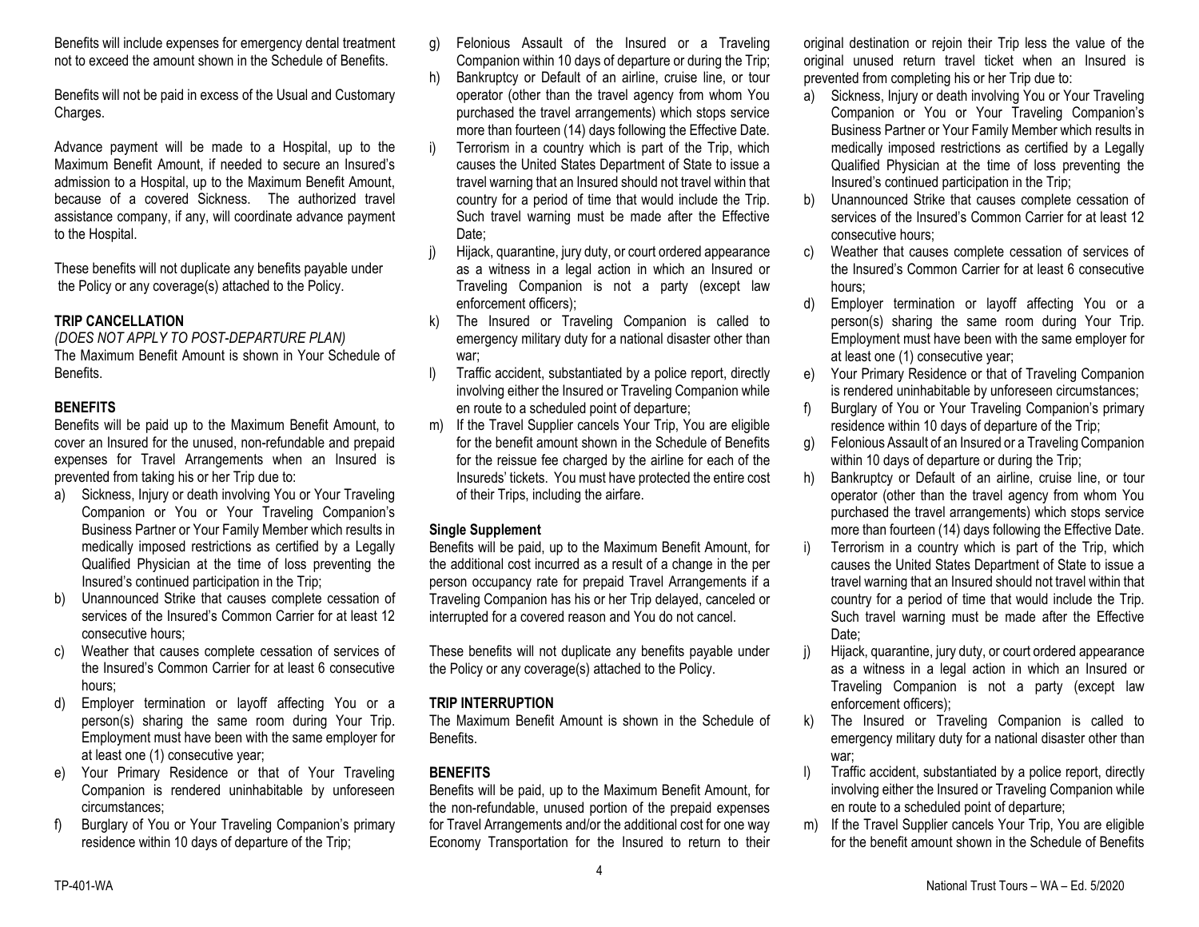Benefits will include expenses for emergency dental treatment not to exceed the amount shown in the Schedule of Benefits.

Benefits will not be paid in excess of the Usual and Customary Charges.

Advance payment will be made to a Hospital, up to the Maximum Benefit Amount, if needed to secure an Insured's admission to a Hospital, up to the Maximum Benefit Amount, because of a covered Sickness. The authorized travel assistance company, if any, will coordinate advance payment to the Hospital.

These benefits will not duplicate any benefits payable under the Policy or any coverage(s) attached to the Policy.

**TRIP CANCELLATION**

*(DOES NOT APPLY TO POST-DEPARTURE PLAN)*

The Maximum Benefit Amount is shown in Your Schedule of Benefits.

**BENEFITS**

Benefits will be paid up to the Maximum Benefit Amount, to cover an Insured for the unused, non-refundable and prepaid expenses for Travel Arrangements when an Insured is prevented from taking his or her Trip due to:

a) Sickness, Injury or death involving You or Your Traveling Companion or You or Your Traveling Companion's Business Partner or Your Family Member which results in medically imposed restrictions as certified by a Legally Qualified Physician at the time of loss preventing the Insured's continued participation in the Trip;
b) Unannounced Strike that causes complete cessation of services of the Insured's Common Carrier for at least 12 consecutive hours;
c) Weather that causes complete cessation of services of the Insured's Common Carrier for at least 6 consecutive hours;
d) Employer termination or layoff affecting You or a person(s) sharing the same room during Your Trip. Employment must have been with the same employer for at least one (1) consecutive year;
e) Your Primary Residence or that of Your Traveling Companion is rendered uninhabitable by unforeseen circumstances;
f) Burglary of You or Your Traveling Companion's primary residence within 10 days of departure of the Trip;
g) Felonious Assault of the Insured or a Traveling Companion within 10 days of departure or during the Trip;
h) Bankruptcy or Default of an airline, cruise line, or tour operator (other than the travel agency from whom You purchased the travel arrangements) which stops service more than fourteen (14) days following the Effective Date.
i) Terrorism in a country which is part of the Trip, which causes the United States Department of State to issue a travel warning that an Insured should not travel within that country for a period of time that would include the Trip. Such travel warning must be made after the Effective Date;
j) Hijack, quarantine, jury duty, or court ordered appearance as a witness in a legal action in which an Insured or Traveling Companion is not a party (except law enforcement officers);
k) The Insured or Traveling Companion is called to emergency military duty for a national disaster other than war;
l) Traffic accident, substantiated by a police report, directly involving either the Insured or Traveling Companion while en route to a scheduled point of departure;
m) If the Travel Supplier cancels Your Trip, You are eligible for the benefit amount shown in the Schedule of Benefits for the reissue fee charged by the airline for each of the Insureds' tickets. You must have protected the entire cost of their Trips, including the airfare.

**Single Supplement**

Benefits will be paid, up to the Maximum Benefit Amount, for the additional cost incurred as a result of a change in the per person occupancy rate for prepaid Travel Arrangements if a Traveling Companion has his or her Trip delayed, canceled or interrupted for a covered reason and You do not cancel.

These benefits will not duplicate any benefits payable under the Policy or any coverage(s) attached to the Policy.

**TRIP INTERRUPTION**

The Maximum Benefit Amount is shown in the Schedule of Benefits.

**BENEFITS**

Benefits will be paid, up to the Maximum Benefit Amount, for the non-refundable, unused portion of the prepaid expenses for Travel Arrangements and/or the additional cost for one way Economy Transportation for the Insured to return to their original destination or rejoin their Trip less the value of the original unused return travel ticket when an Insured is prevented from completing his or her Trip due to:

a) Sickness, Injury or death involving You or Your Traveling Companion or You or Your Traveling Companion's Business Partner or Your Family Member which results in medically imposed restrictions as certified by a Legally Qualified Physician at the time of loss preventing the Insured's continued participation in the Trip;
b) Unannounced Strike that causes complete cessation of services of the Insured's Common Carrier for at least 12 consecutive hours;
c) Weather that causes complete cessation of services of the Insured's Common Carrier for at least 6 consecutive hours;
d) Employer termination or layoff affecting You or a person(s) sharing the same room during Your Trip. Employment must have been with the same employer for at least one (1) consecutive year;
e) Your Primary Residence or that of Traveling Companion is rendered uninhabitable by unforeseen circumstances;
f) Burglary of You or Your Traveling Companion's primary residence within 10 days of departure of the Trip;
g) Felonious Assault of an Insured or a Traveling Companion within 10 days of departure or during the Trip;
h) Bankruptcy or Default of an airline, cruise line, or tour operator (other than the travel agency from whom You purchased the travel arrangements) which stops service more than fourteen (14) days following the Effective Date.
i) Terrorism in a country which is part of the Trip, which causes the United States Department of State to issue a travel warning that an Insured should not travel within that country for a period of time that would include the Trip. Such travel warning must be made after the Effective Date;
j) Hijack, quarantine, jury duty, or court ordered appearance as a witness in a legal action in which an Insured or Traveling Companion is not a party (except law enforcement officers);
k) The Insured or Traveling Companion is called to emergency military duty for a national disaster other than war;
l) Traffic accident, substantiated by a police report, directly involving either the Insured or Traveling Companion while en route to a scheduled point of departure;
m) If the Travel Supplier cancels Your Trip, You are eligible for the benefit amount shown in the Schedule of Benefits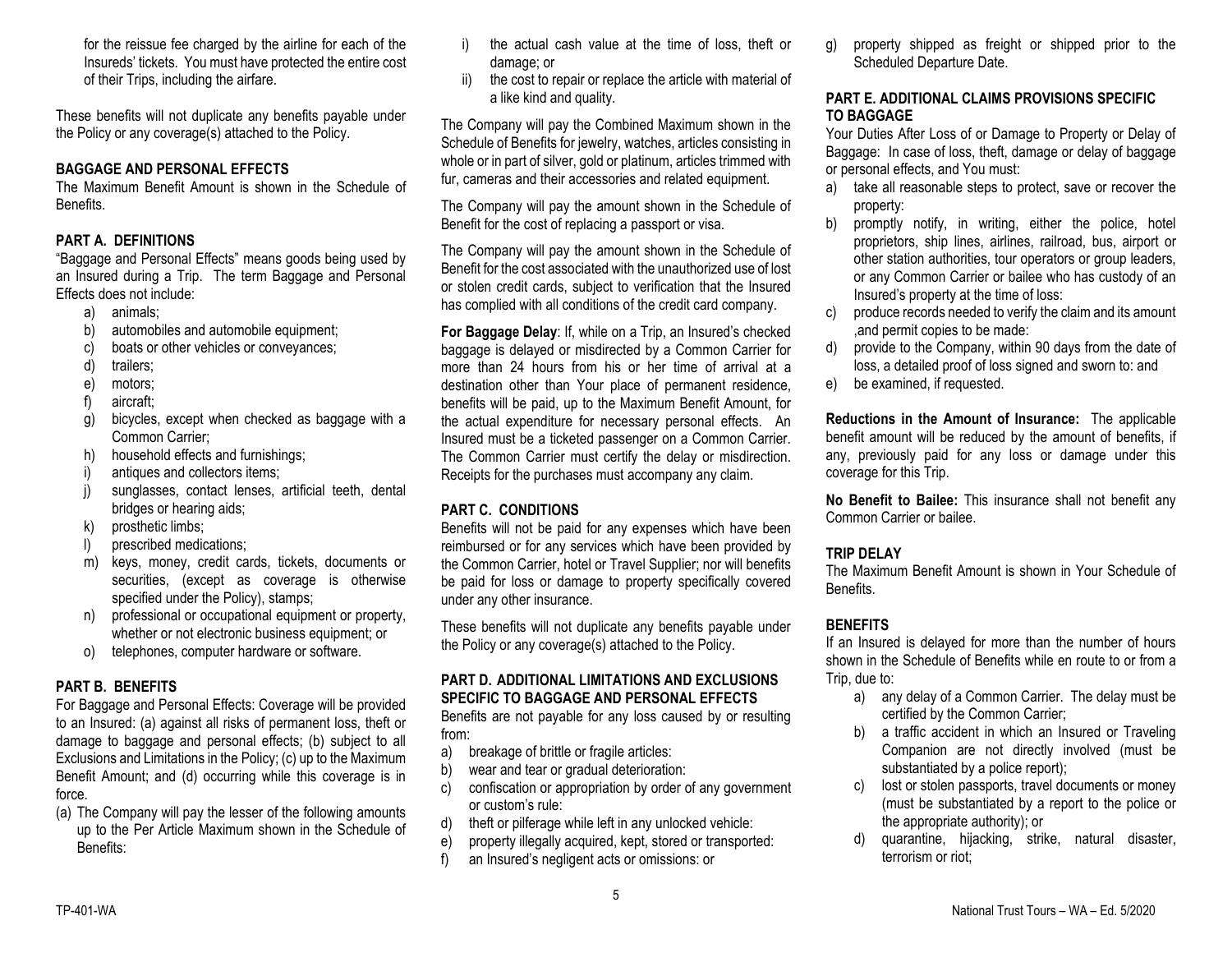for the reissue fee charged by the airline for each of the Insureds' tickets. You must have protected the entire cost of their Trips, including the airfare.

These benefits will not duplicate any benefits payable under the Policy or any coverage(s) attached to the Policy.

**BAGGAGE AND PERSONAL EFFECTS**

The Maximum Benefit Amount is shown in the Schedule of Benefits.

**PART A. DEFINITIONS**

"Baggage and Personal Effects" means goods being used by an Insured during a Trip. The term Baggage and Personal Effects does not include:

a) animals;
b) automobiles and automobile equipment;
c) boats or other vehicles or conveyances;
d) trailers;
e) motors;
f) aircraft;
g) bicycles, except when checked as baggage with a Common Carrier;
h) household effects and furnishings;
i) antiques and collectors items;
j) sunglasses, contact lenses, artificial teeth, dental bridges or hearing aids;
k) prosthetic limbs;
l) prescribed medications;
m) keys, money, credit cards, tickets, documents or securities, (except as coverage is otherwise specified under the Policy), stamps;
n) professional or occupational equipment or property, whether or not electronic business equipment; or
o) telephones, computer hardware or software.

**PART B. BENEFITS**

For Baggage and Personal Effects: Coverage will be provided to an Insured: (a) against all risks of permanent loss, theft or damage to baggage and personal effects; (b) subject to all Exclusions and Limitations in the Policy; (c) up to the Maximum Benefit Amount; and (d) occurring while this coverage is in force.

(a) The Company will pay the lesser of the following amounts up to the Per Article Maximum shown in the Schedule of Benefits:
   i) the actual cash value at the time of loss, theft or damage; or
   ii) the cost to repair or replace the article with material of a like kind and quality.

The Company will pay the Combined Maximum shown in the Schedule of Benefits for jewelry, watches, articles consisting in whole or in part of silver, gold or platinum, articles trimmed with fur, cameras and their accessories and related equipment.

The Company will pay the amount shown in the Schedule of Benefit for the cost of replacing a passport or visa.

The Company will pay the amount shown in the Schedule of Benefit for the cost associated with the unauthorized use of lost or stolen credit cards, subject to verification that the Insured has complied with all conditions of the credit card company.

**For Baggage Delay**: If, while on a Trip, an Insured's checked baggage is delayed or misdirected by a Common Carrier for more than 24 hours from his or her time of arrival at a destination other than Your place of permanent residence, benefits will be paid, up to the Maximum Benefit Amount, for the actual expenditure for necessary personal effects. An Insured must be a ticketed passenger on a Common Carrier. The Common Carrier must certify the delay or misdirection. Receipts for the purchases must accompany any claim.

**PART C. CONDITIONS**

Benefits will not be paid for any expenses which have been reimbursed or for any services which have been provided by the Common Carrier, hotel or Travel Supplier; nor will benefits be paid for loss or damage to property specifically covered under any other insurance.

These benefits will not duplicate any benefits payable under the Policy or any coverage(s) attached to the Policy.

**PART D. ADDITIONAL LIMITATIONS AND EXCLUSIONS SPECIFIC TO BAGGAGE AND PERSONAL EFFECTS**

Benefits are not payable for any loss caused by or resulting from:

a) breakage of brittle or fragile articles:
b) wear and tear or gradual deterioration:
c) confiscation or appropriation by order of any government or custom's rule:
d) theft or pilferage while left in any unlocked vehicle:
e) property illegally acquired, kept, stored or transported:
f) an Insured's negligent acts or omissions: or
g) property shipped as freight or shipped prior to the Scheduled Departure Date.

**PART E. ADDITIONAL CLAIMS PROVISIONS SPECIFIC TO BAGGAGE**

Your Duties After Loss of or Damage to Property or Delay of Baggage: In case of loss, theft, damage or delay of baggage or personal effects, and You must:

a) take all reasonable steps to protect, save or recover the property:
b) promptly notify, in writing, either the police, hotel proprietors, ship lines, airlines, railroad, bus, airport or other station authorities, tour operators or group leaders, or any Common Carrier or bailee who has custody of an Insured's property at the time of loss:
c) produce records needed to verify the claim and its amount ,and permit copies to be made:
d) provide to the Company, within 90 days from the date of loss, a detailed proof of loss signed and sworn to: and
e) be examined, if requested.

**Reductions in the Amount of Insurance:** The applicable benefit amount will be reduced by the amount of benefits, if any, previously paid for any loss or damage under this coverage for this Trip.

**No Benefit to Bailee:** This insurance shall not benefit any Common Carrier or bailee.

**TRIP DELAY**

The Maximum Benefit Amount is shown in Your Schedule of Benefits.

**BENEFITS**

If an Insured is delayed for more than the number of hours shown in the Schedule of Benefits while en route to or from a Trip, due to:

a) any delay of a Common Carrier. The delay must be certified by the Common Carrier;
b) a traffic accident in which an Insured or Traveling Companion are not directly involved (must be substantiated by a police report);
c) lost or stolen passports, travel documents or money (must be substantiated by a report to the police or the appropriate authority); or
d) quarantine, hijacking, strike, natural disaster, terrorism or riot;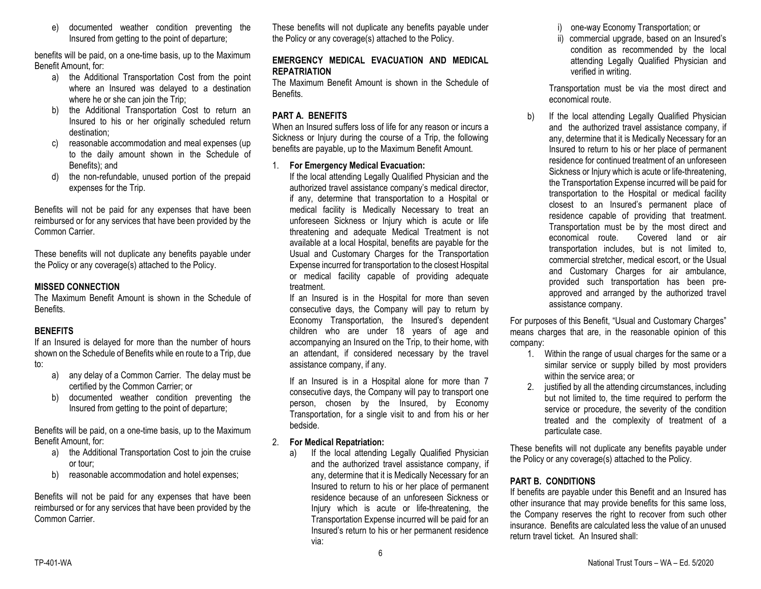e) documented weather condition preventing the Insured from getting to the point of departure;

benefits will be paid, on a one-time basis, up to the Maximum Benefit Amount, for:

a) the Additional Transportation Cost from the point where an Insured was delayed to a destination where he or she can join the Trip;
b) the Additional Transportation Cost to return an Insured to his or her originally scheduled return destination;
c) reasonable accommodation and meal expenses (up to the daily amount shown in the Schedule of Benefits); and
d) the non-refundable, unused portion of the prepaid expenses for the Trip.

Benefits will not be paid for any expenses that have been reimbursed or for any services that have been provided by the Common Carrier.

These benefits will not duplicate any benefits payable under the Policy or any coverage(s) attached to the Policy.

**MISSED CONNECTION**

The Maximum Benefit Amount is shown in the Schedule of Benefits.

**BENEFITS**

If an Insured is delayed for more than the number of hours shown on the Schedule of Benefits while en route to a Trip, due to:

a) any delay of a Common Carrier. The delay must be certified by the Common Carrier; or
b) documented weather condition preventing the Insured from getting to the point of departure;

Benefits will be paid, on a one-time basis, up to the Maximum Benefit Amount, for:

a) the Additional Transportation Cost to join the cruise or tour;
b) reasonable accommodation and hotel expenses;

Benefits will not be paid for any expenses that have been reimbursed or for any services that have been provided by the Common Carrier.

These benefits will not duplicate any benefits payable under the Policy or any coverage(s) attached to the Policy.

**EMERGENCY MEDICAL EVACUATION AND MEDICAL REPATRIATION**

The Maximum Benefit Amount is shown in the Schedule of Benefits.

**PART A. BENEFITS**

When an Insured suffers loss of life for any reason or incurs a Sickness or Injury during the course of a Trip, the following benefits are payable, up to the Maximum Benefit Amount.

1. **For Emergency Medical Evacuation:**

   If the local attending Legally Qualified Physician and the authorized travel assistance company's medical director, if any, determine that transportation to a Hospital or medical facility is Medically Necessary to treat an unforeseen Sickness or Injury which is acute or life threatening and adequate Medical Treatment is not available at a local Hospital, benefits are payable for the Usual and Customary Charges for the Transportation Expense incurred for transportation to the closest Hospital or medical facility capable of providing adequate treatment.

   If an Insured is in the Hospital for more than seven consecutive days, the Company will pay to return by Economy Transportation, the Insured's dependent children who are under 18 years of age and accompanying an Insured on the Trip, to their home, with an attendant, if considered necessary by the travel assistance company, if any.

   If an Insured is in a Hospital alone for more than 7 consecutive days, the Company will pay to transport one person, chosen by the Insured, by Economy Transportation, for a single visit to and from his or her bedside.

2. **For Medical Repatriation:**

   a) If the local attending Legally Qualified Physician and the authorized travel assistance company, if any, determine that it is Medically Necessary for an Insured to return to his or her place of permanent residence because of an unforeseen Sickness or Injury which is acute or life-threatening, the Transportation Expense incurred will be paid for an Insured's return to his or her permanent residence via:

      i) one-way Economy Transportation; or
      ii) commercial upgrade, based on an Insured's condition as recommended by the local attending Legally Qualified Physician and verified in writing.

      Transportation must be via the most direct and economical route.

   b) If the local attending Legally Qualified Physician and the authorized travel assistance company, if any, determine that it is Medically Necessary for an Insured to return to his or her place of permanent residence for continued treatment of an unforeseen Sickness or Injury which is acute or life-threatening, the Transportation Expense incurred will be paid for transportation to the Hospital or medical facility closest to an Insured's permanent place of residence capable of providing that treatment. Transportation must be by the most direct and economical route. Covered land or air transportation includes, but is not limited to, commercial stretcher, medical escort, or the Usual and Customary Charges for air ambulance, provided such transportation has been pre-approved and arranged by the authorized travel assistance company.

For purposes of this Benefit, "Usual and Customary Charges" means charges that are, in the reasonable opinion of this company:

1. Within the range of usual charges for the same or a similar service or supply billed by most providers within the service area; or
2. justified by all the attending circumstances, including but not limited to, the time required to perform the service or procedure, the severity of the condition treated and the complexity of treatment of a particulate case.

These benefits will not duplicate any benefits payable under the Policy or any coverage(s) attached to the Policy.

**PART B. CONDITIONS**

If benefits are payable under this Benefit and an Insured has other insurance that may provide benefits for this same loss, the Company reserves the right to recover from such other insurance. Benefits are calculated less the value of an unused return travel ticket. An Insured shall: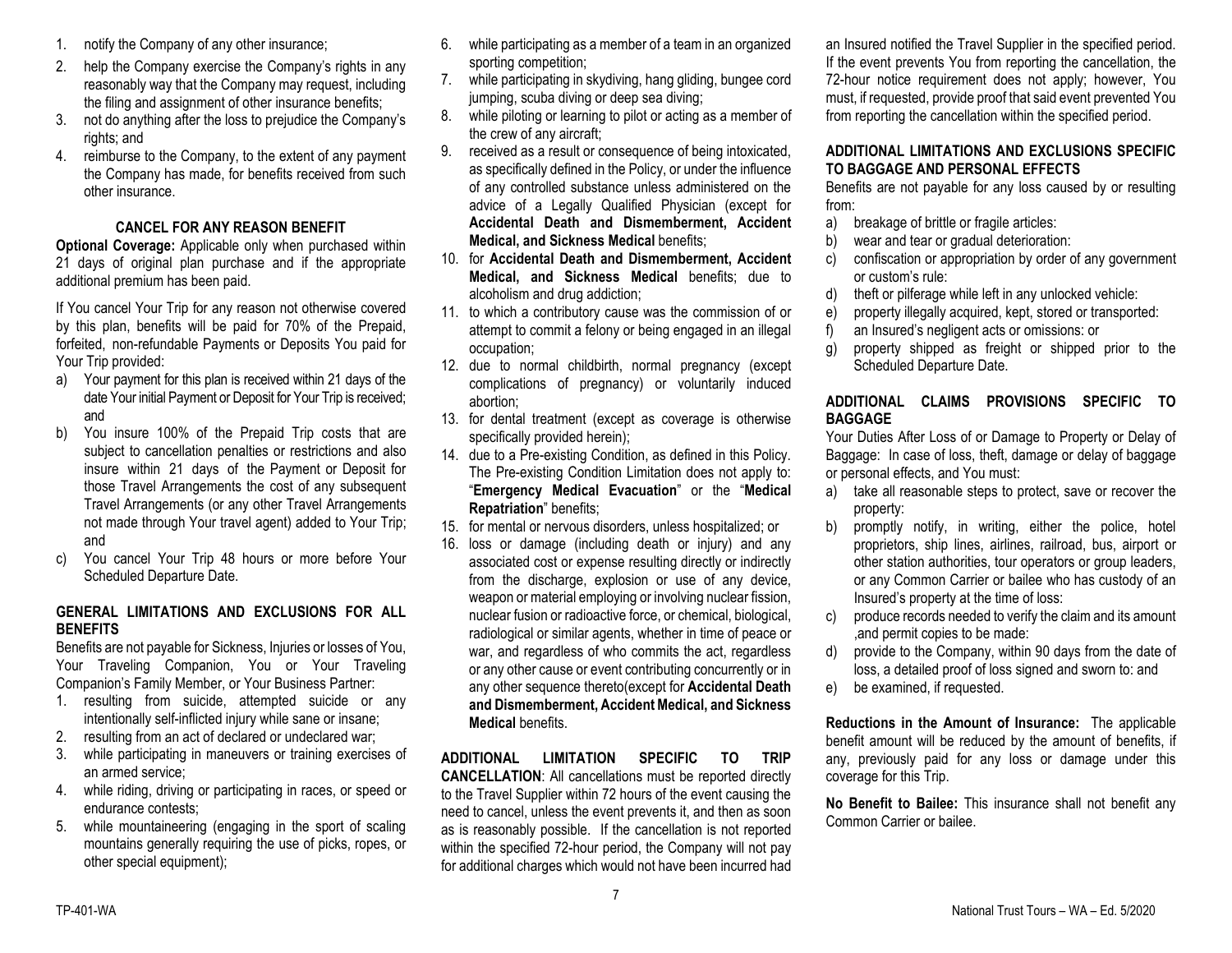1. notify the Company of any other insurance;
2. help the Company exercise the Company's rights in any reasonably way that the Company may request, including the filing and assignment of other insurance benefits;
3. not do anything after the loss to prejudice the Company's rights; and
4. reimburse to the Company, to the extent of any payment the Company has made, for benefits received from such other insurance.

### CANCEL FOR ANY REASON BENEFIT

**Optional Coverage:** Applicable only when purchased within 21 days of original plan purchase and if the appropriate additional premium has been paid.

If You cancel Your Trip for any reason not otherwise covered by this plan, benefits will be paid for 70% of the Prepaid, forfeited, non-refundable Payments or Deposits You paid for Your Trip provided:

a) Your payment for this plan is received within 21 days of the date Your initial Payment or Deposit for Your Trip is received; and
b) You insure 100% of the Prepaid Trip costs that are subject to cancellation penalties or restrictions and also insure within 21 days of the Payment or Deposit for those Travel Arrangements the cost of any subsequent Travel Arrangements (or any other Travel Arrangements not made through Your travel agent) added to Your Trip; and
c) You cancel Your Trip 48 hours or more before Your Scheduled Departure Date.

### GENERAL LIMITATIONS AND EXCLUSIONS FOR ALL BENEFITS

Benefits are not payable for Sickness, Injuries or losses of You, Your Traveling Companion, You or Your Traveling Companion's Family Member, or Your Business Partner:

1. resulting from suicide, attempted suicide or any intentionally self-inflicted injury while sane or insane;
2. resulting from an act of declared or undeclared war;
3. while participating in maneuvers or training exercises of an armed service;
4. while riding, driving or participating in races, or speed or endurance contests;
5. while mountaineering (engaging in the sport of scaling mountains generally requiring the use of picks, ropes, or other special equipment);
6. while participating as a member of a team in an organized sporting competition;
7. while participating in skydiving, hang gliding, bungee cord jumping, scuba diving or deep sea diving;
8. while piloting or learning to pilot or acting as a member of the crew of any aircraft;
9. received as a result or consequence of being intoxicated, as specifically defined in the Policy, or under the influence of any controlled substance unless administered on the advice of a Legally Qualified Physician (except for **Accidental Death and Dismemberment, Accident Medical, and Sickness Medical** benefits;
10. for **Accidental Death and Dismemberment, Accident Medical, and Sickness Medical** benefits; due to alcoholism and drug addiction;
11. to which a contributory cause was the commission of or attempt to commit a felony or being engaged in an illegal occupation;
12. due to normal childbirth, normal pregnancy (except complications of pregnancy) or voluntarily induced abortion;
13. for dental treatment (except as coverage is otherwise specifically provided herein);
14. due to a Pre-existing Condition, as defined in this Policy. The Pre-existing Condition Limitation does not apply to: "**Emergency Medical Evacuation**" or the "**Medical Repatriation**" benefits;
15. for mental or nervous disorders, unless hospitalized; or
16. loss or damage (including death or injury) and any associated cost or expense resulting directly or indirectly from the discharge, explosion or use of any device, weapon or material employing or involving nuclear fission, nuclear fusion or radioactive force, or chemical, biological, radiological or similar agents, whether in time of peace or war, and regardless of who commits the act, regardless or any other cause or event contributing concurrently or in any other sequence thereto(except for **Accidental Death and Dismemberment, Accident Medical, and Sickness Medical** benefits.

**ADDITIONAL LIMITATION SPECIFIC TO TRIP CANCELLATION**: All cancellations must be reported directly to the Travel Supplier within 72 hours of the event causing the need to cancel, unless the event prevents it, and then as soon as is reasonably possible. If the cancellation is not reported within the specified 72-hour period, the Company will not pay for additional charges which would not have been incurred had an Insured notified the Travel Supplier in the specified period. If the event prevents You from reporting the cancellation, the 72-hour notice requirement does not apply; however, You must, if requested, provide proof that said event prevented You from reporting the cancellation within the specified period.

### ADDITIONAL LIMITATIONS AND EXCLUSIONS SPECIFIC TO BAGGAGE AND PERSONAL EFFECTS

Benefits are not payable for any loss caused by or resulting from:

a) breakage of brittle or fragile articles:
b) wear and tear or gradual deterioration:
c) confiscation or appropriation by order of any government or custom's rule:
d) theft or pilferage while left in any unlocked vehicle:
e) property illegally acquired, kept, stored or transported:
f) an Insured's negligent acts or omissions: or
g) property shipped as freight or shipped prior to the Scheduled Departure Date.

### ADDITIONAL CLAIMS PROVISIONS SPECIFIC TO BAGGAGE

Your Duties After Loss of or Damage to Property or Delay of Baggage: In case of loss, theft, damage or delay of baggage or personal effects, and You must:

a) take all reasonable steps to protect, save or recover the property:
b) promptly notify, in writing, either the police, hotel proprietors, ship lines, airlines, railroad, bus, airport or other station authorities, tour operators or group leaders, or any Common Carrier or bailee who has custody of an Insured's property at the time of loss:
c) produce records needed to verify the claim and its amount ,and permit copies to be made:
d) provide to the Company, within 90 days from the date of loss, a detailed proof of loss signed and sworn to: and
e) be examined, if requested.

**Reductions in the Amount of Insurance:** The applicable benefit amount will be reduced by the amount of benefits, if any, previously paid for any loss or damage under this coverage for this Trip.

**No Benefit to Bailee:** This insurance shall not benefit any Common Carrier or bailee.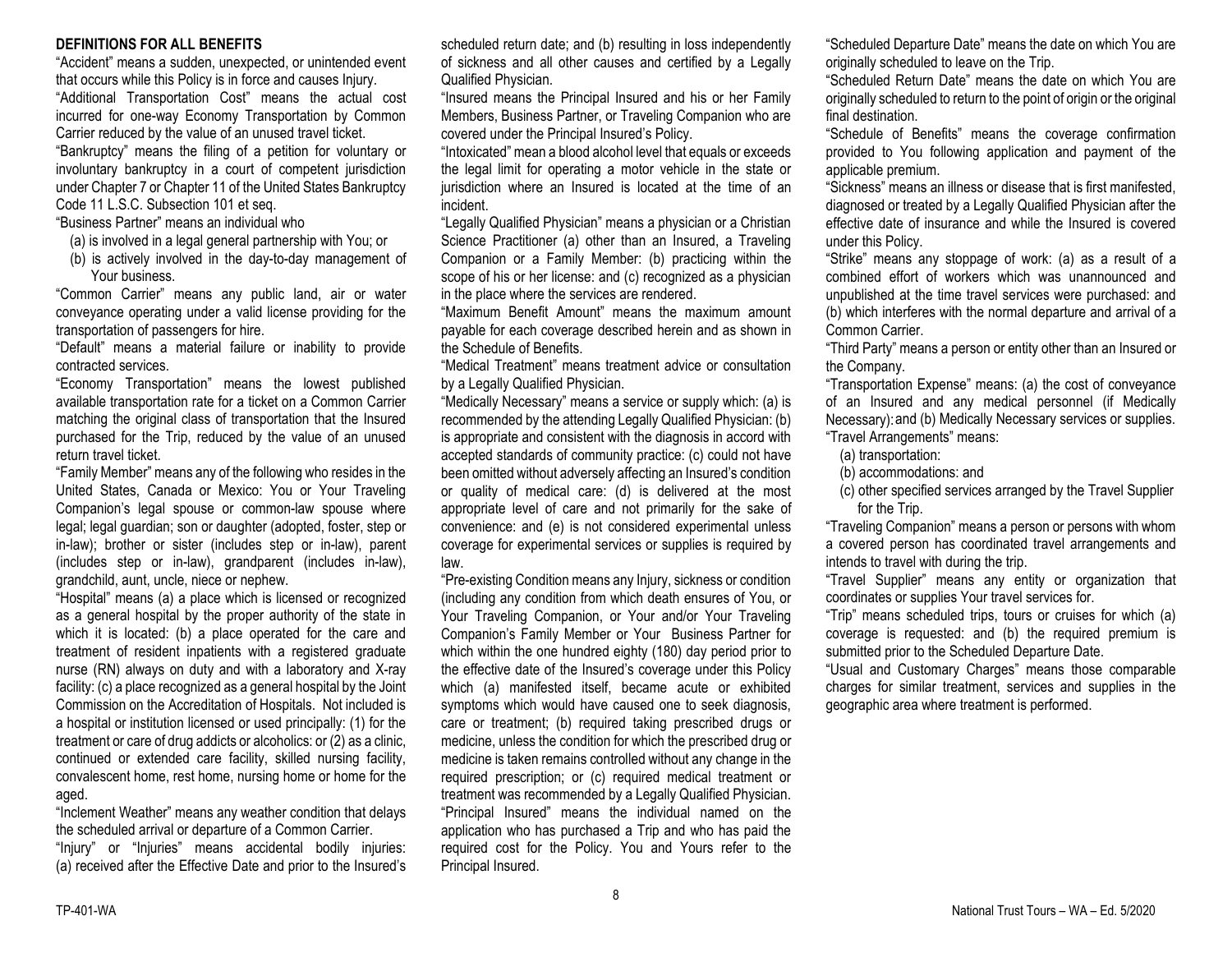## DEFINITIONS FOR ALL BENEFITS

"Accident" means a sudden, unexpected, or unintended event that occurs while this Policy is in force and causes Injury.

"Additional Transportation Cost" means the actual cost incurred for one-way Economy Transportation by Common Carrier reduced by the value of an unused travel ticket.

"Bankruptcy" means the filing of a petition for voluntary or involuntary bankruptcy in a court of competent jurisdiction under Chapter 7 or Chapter 11 of the United States Bankruptcy Code 11 L.S.C. Subsection 101 et seq.

"Business Partner" means an individual who

- (a) is involved in a legal general partnership with You; or
- (b) is actively involved in the day-to-day management of Your business.

"Common Carrier" means any public land, air or water conveyance operating under a valid license providing for the transportation of passengers for hire.

"Default" means a material failure or inability to provide contracted services.

"Economy Transportation" means the lowest published available transportation rate for a ticket on a Common Carrier matching the original class of transportation that the Insured purchased for the Trip, reduced by the value of an unused return travel ticket.

"Family Member" means any of the following who resides in the United States, Canada or Mexico: You or Your Traveling Companion's legal spouse or common-law spouse where legal; legal guardian; son or daughter (adopted, foster, step or in-law); brother or sister (includes step or in-law), parent (includes step or in-law), grandparent (includes in-law), grandchild, aunt, uncle, niece or nephew.

"Hospital" means (a) a place which is licensed or recognized as a general hospital by the proper authority of the state in which it is located: (b) a place operated for the care and treatment of resident inpatients with a registered graduate nurse (RN) always on duty and with a laboratory and X-ray facility: (c) a place recognized as a general hospital by the Joint Commission on the Accreditation of Hospitals. Not included is a hospital or institution licensed or used principally: (1) for the treatment or care of drug addicts or alcoholics: or (2) as a clinic, continued or extended care facility, skilled nursing facility, convalescent home, rest home, nursing home or home for the aged.

"Inclement Weather" means any weather condition that delays the scheduled arrival or departure of a Common Carrier.

"Injury" or "Injuries" means accidental bodily injuries: (a) received after the Effective Date and prior to the Insured's scheduled return date; and (b) resulting in loss independently of sickness and all other causes and certified by a Legally Qualified Physician.

"Insured means the Principal Insured and his or her Family Members, Business Partner, or Traveling Companion who are covered under the Principal Insured's Policy.

"Intoxicated" mean a blood alcohol level that equals or exceeds the legal limit for operating a motor vehicle in the state or jurisdiction where an Insured is located at the time of an incident.

"Legally Qualified Physician" means a physician or a Christian Science Practitioner (a) other than an Insured, a Traveling Companion or a Family Member: (b) practicing within the scope of his or her license: and (c) recognized as a physician in the place where the services are rendered.

"Maximum Benefit Amount" means the maximum amount payable for each coverage described herein and as shown in the Schedule of Benefits.

"Medical Treatment" means treatment advice or consultation by a Legally Qualified Physician.

"Medically Necessary" means a service or supply which: (a) is recommended by the attending Legally Qualified Physician: (b) is appropriate and consistent with the diagnosis in accord with accepted standards of community practice: (c) could not have been omitted without adversely affecting an Insured's condition or quality of medical care: (d) is delivered at the most appropriate level of care and not primarily for the sake of convenience: and (e) is not considered experimental unless coverage for experimental services or supplies is required by law.

"Pre-existing Condition means any Injury, sickness or condition (including any condition from which death ensures of You, or Your Traveling Companion, or Your and/or Your Traveling Companion's Family Member or Your Business Partner for which within the one hundred eighty (180) day period prior to the effective date of the Insured's coverage under this Policy which (a) manifested itself, became acute or exhibited symptoms which would have caused one to seek diagnosis, care or treatment; (b) required taking prescribed drugs or medicine, unless the condition for which the prescribed drug or medicine is taken remains controlled without any change in the required prescription; or (c) required medical treatment or treatment was recommended by a Legally Qualified Physician.

"Principal Insured" means the individual named on the application who has purchased a Trip and who has paid the required cost for the Policy. You and Yours refer to the Principal Insured.

"Scheduled Departure Date" means the date on which You are originally scheduled to leave on the Trip.

"Scheduled Return Date" means the date on which You are originally scheduled to return to the point of origin or the original final destination.

"Schedule of Benefits" means the coverage confirmation provided to You following application and payment of the applicable premium.

"Sickness" means an illness or disease that is first manifested, diagnosed or treated by a Legally Qualified Physician after the effective date of insurance and while the Insured is covered under this Policy.

"Strike" means any stoppage of work: (a) as a result of a combined effort of workers which was unannounced and unpublished at the time travel services were purchased: and (b) which interferes with the normal departure and arrival of a Common Carrier.

"Third Party" means a person or entity other than an Insured or the Company.

"Transportation Expense" means: (a) the cost of conveyance of an Insured and any medical personnel (if Medically Necessary): and (b) Medically Necessary services or supplies.

"Travel Arrangements" means:

- (a) transportation:
- (b) accommodations: and
- (c) other specified services arranged by the Travel Supplier for the Trip.

"Traveling Companion" means a person or persons with whom a covered person has coordinated travel arrangements and intends to travel with during the trip.

"Travel Supplier" means any entity or organization that coordinates or supplies Your travel services for.

"Trip" means scheduled trips, tours or cruises for which (a) coverage is requested: and (b) the required premium is submitted prior to the Scheduled Departure Date.

"Usual and Customary Charges" means those comparable charges for similar treatment, services and supplies in the geographic area where treatment is performed.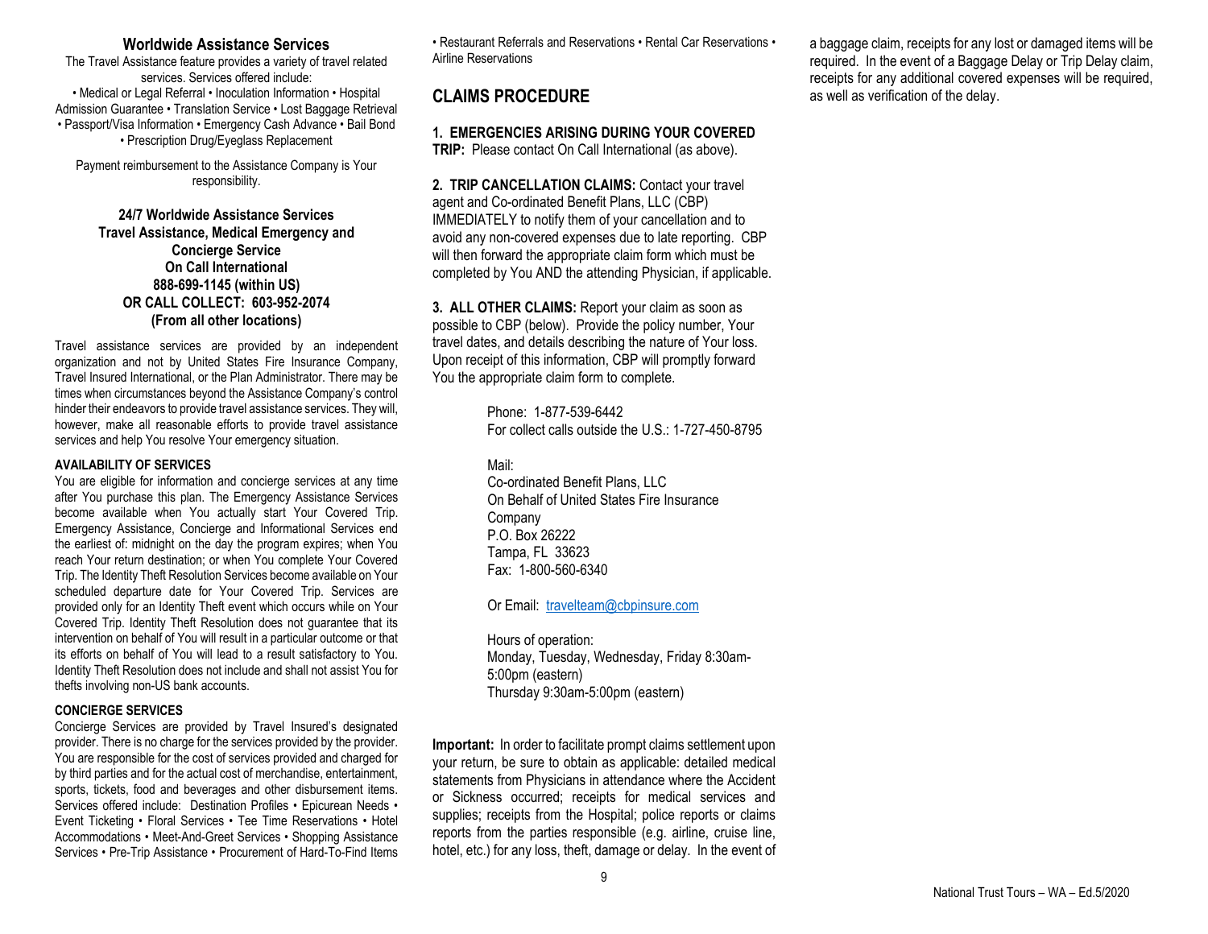## Worldwide Assistance Services

The Travel Assistance feature provides a variety of travel related services. Services offered include:

• Medical or Legal Referral • Inoculation Information • Hospital Admission Guarantee • Translation Service • Lost Baggage Retrieval • Passport/Visa Information • Emergency Cash Advance • Bail Bond • Prescription Drug/Eyeglass Replacement

Payment reimbursement to the Assistance Company is Your responsibility.

**24/7 Worldwide Assistance Services**
**Travel Assistance, Medical Emergency and Concierge Service**
**On Call International**
**888-699-1145 (within US)**
**OR CALL COLLECT: 603-952-2074**
**(From all other locations)**

Travel assistance services are provided by an independent organization and not by United States Fire Insurance Company, Travel Insured International, or the Plan Administrator. There may be times when circumstances beyond the Assistance Company's control hinder their endeavors to provide travel assistance services. They will, however, make all reasonable efforts to provide travel assistance services and help You resolve Your emergency situation.

**AVAILABILITY OF SERVICES**

You are eligible for information and concierge services at any time after You purchase this plan. The Emergency Assistance Services become available when You actually start Your Covered Trip. Emergency Assistance, Concierge and Informational Services end the earliest of: midnight on the day the program expires; when You reach Your return destination; or when You complete Your Covered Trip. The Identity Theft Resolution Services become available on Your scheduled departure date for Your Covered Trip. Services are provided only for an Identity Theft event which occurs while on Your Covered Trip. Identity Theft Resolution does not guarantee that its intervention on behalf of You will result in a particular outcome or that its efforts on behalf of You will lead to a result satisfactory to You. Identity Theft Resolution does not include and shall not assist You for thefts involving non-US bank accounts.

**CONCIERGE SERVICES**

Concierge Services are provided by Travel Insured's designated provider. There is no charge for the services provided by the provider. You are responsible for the cost of services provided and charged for by third parties and for the actual cost of merchandise, entertainment, sports, tickets, food and beverages and other disbursement items. Services offered include: Destination Profiles • Epicurean Needs • Event Ticketing • Floral Services • Tee Time Reservations • Hotel Accommodations • Meet-And-Greet Services • Shopping Assistance Services • Pre-Trip Assistance • Procurement of Hard-To-Find Items • Restaurant Referrals and Reservations • Rental Car Reservations • Airline Reservations

## CLAIMS PROCEDURE

**1. EMERGENCIES ARISING DURING YOUR COVERED TRIP:** Please contact On Call International (as above).

**2. TRIP CANCELLATION CLAIMS:** Contact your travel agent and Co-ordinated Benefit Plans, LLC (CBP) IMMEDIATELY to notify them of your cancellation and to avoid any non-covered expenses due to late reporting. CBP will then forward the appropriate claim form which must be completed by You AND the attending Physician, if applicable.

**3. ALL OTHER CLAIMS:** Report your claim as soon as possible to CBP (below). Provide the policy number, Your travel dates, and details describing the nature of Your loss. Upon receipt of this information, CBP will promptly forward You the appropriate claim form to complete.

Phone: 1-877-539-6442
For collect calls outside the U.S.: 1-727-450-8795

Mail:
Co-ordinated Benefit Plans, LLC
On Behalf of United States Fire Insurance Company
P.O. Box 26222
Tampa, FL 33623
Fax: 1-800-560-6340

Or Email: travelteam@cbpinsure.com

Hours of operation:
Monday, Tuesday, Wednesday, Friday 8:30am-5:00pm (eastern)
Thursday 9:30am-5:00pm (eastern)

**Important:** In order to facilitate prompt claims settlement upon your return, be sure to obtain as applicable: detailed medical statements from Physicians in attendance where the Accident or Sickness occurred; receipts for medical services and supplies; receipts from the Hospital; police reports or claims reports from the parties responsible (e.g. airline, cruise line, hotel, etc.) for any loss, theft, damage or delay. In the event of a baggage claim, receipts for any lost or damaged items will be required. In the event of a Baggage Delay or Trip Delay claim, receipts for any additional covered expenses will be required, as well as verification of the delay.